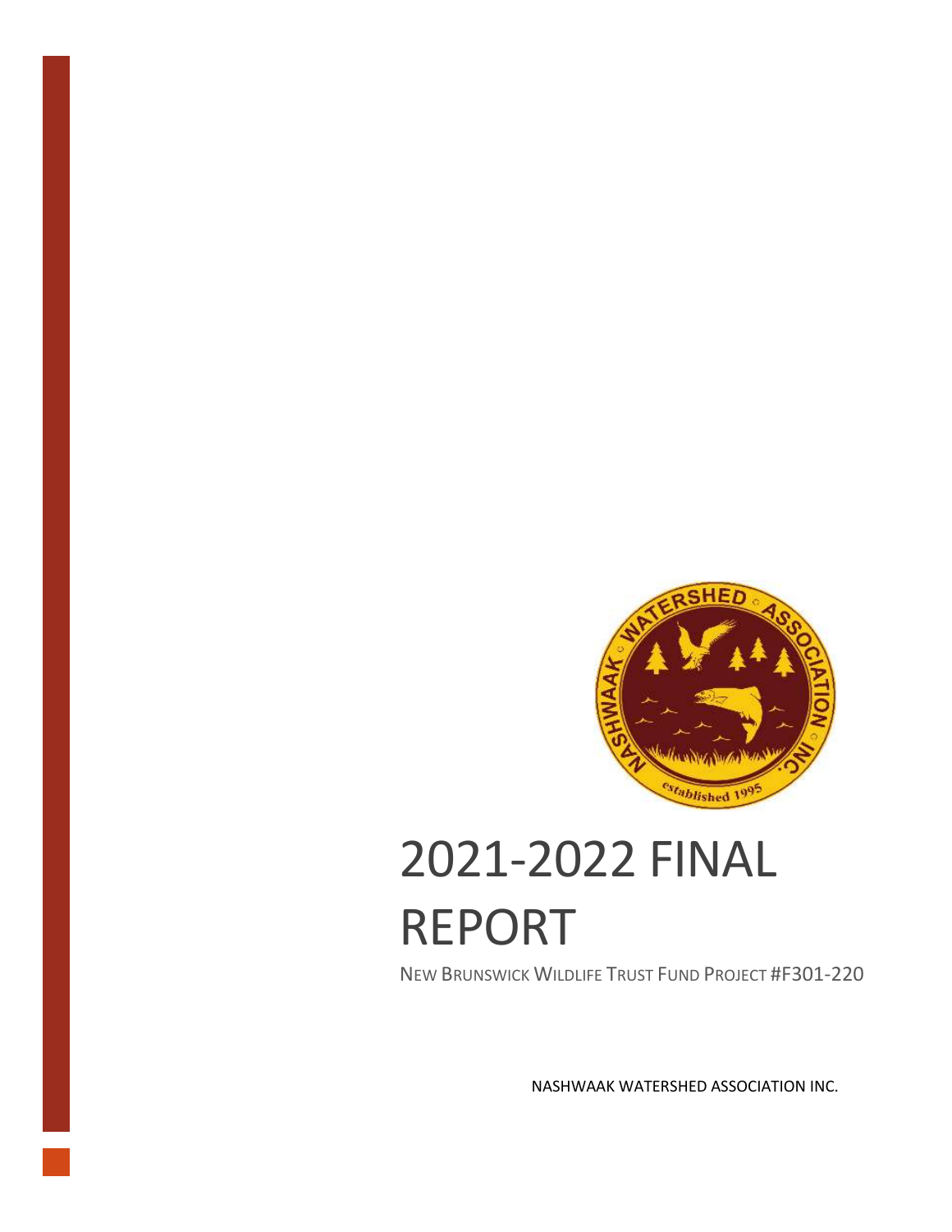# 2021-2022 FINAL REPORT

NEW BRUNSWICK WILDLIFE TRUST FUND PROJECT #F301-220

NASHWAAK WATERSHED ASSOCIATION INC.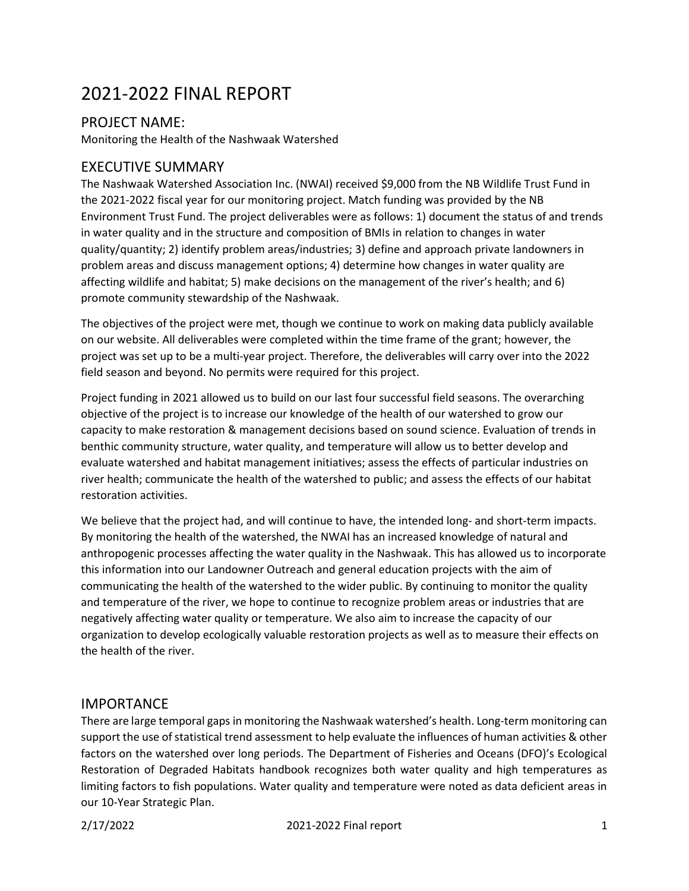# 2021-2022 FINAL REPORT

## PROJECT NAME:

Monitoring the Health of the Nashwaak Watershed

## EXECUTIVE SUMMARY

The Nashwaak Watershed Association Inc. (NWAI) received $9,000 from the NB Wildlife Trust Fund in the 2021-2022 fiscal year for our monitoring project. Match funding was provided by the NB Environment Trust Fund. The project deliverables were as follows: 1) document the status of and trends in water quality and in the structure and composition of BMIs in relation to changes in water quality/quantity; 2) identify problem areas/industries; 3) define and approach private landowners in problem areas and discuss management options; 4) determine how changes in water quality are affecting wildlife and habitat; 5) make decisions on the management of the river's health; and 6) promote community stewardship of the Nashwaak.

The objectives of the project were met, though we continue to work on making data publicly available on our website. All deliverables were completed within the time frame of the grant; however, the project was set up to be a multi-year project. Therefore, the deliverables will carry over into the 2022 field season and beyond. No permits were required for this project.

Project funding in 2021 allowed us to build on our last four successful field seasons. The overarching objective of the project is to increase our knowledge of the health of our watershed to grow our capacity to make restoration & management decisions based on sound science. Evaluation of trends in benthic community structure, water quality, and temperature will allow us to better develop and evaluate watershed and habitat management initiatives; assess the effects of particular industries on river health; communicate the health of the watershed to public; and assess the effects of our habitat restoration activities.

We believe that the project had, and will continue to have, the intended long- and short-term impacts. By monitoring the health of the watershed, the NWAI has an increased knowledge of natural and anthropogenic processes affecting the water quality in the Nashwaak. This has allowed us to incorporate this information into our Landowner Outreach and general education projects with the aim of communicating the health of the watershed to the wider public. By continuing to monitor the quality and temperature of the river, we hope to continue to recognize problem areas or industries that are negatively affecting water quality or temperature. We also aim to increase the capacity of our organization to develop ecologically valuable restoration projects as well as to measure their effects on the health of the river.

## IMPORTANCE

There are large temporal gaps in monitoring the Nashwaak watershed's health. Long-term monitoring can support the use of statistical trend assessment to help evaluate the influences of human activities & other factors on the watershed over long periods. The Department of Fisheries and Oceans (DFO)'s Ecological Restoration of Degraded Habitats handbook recognizes both water quality and high temperatures as limiting factors to fish populations. Water quality and temperature were noted as data deficient areas in our 10-Year Strategic Plan.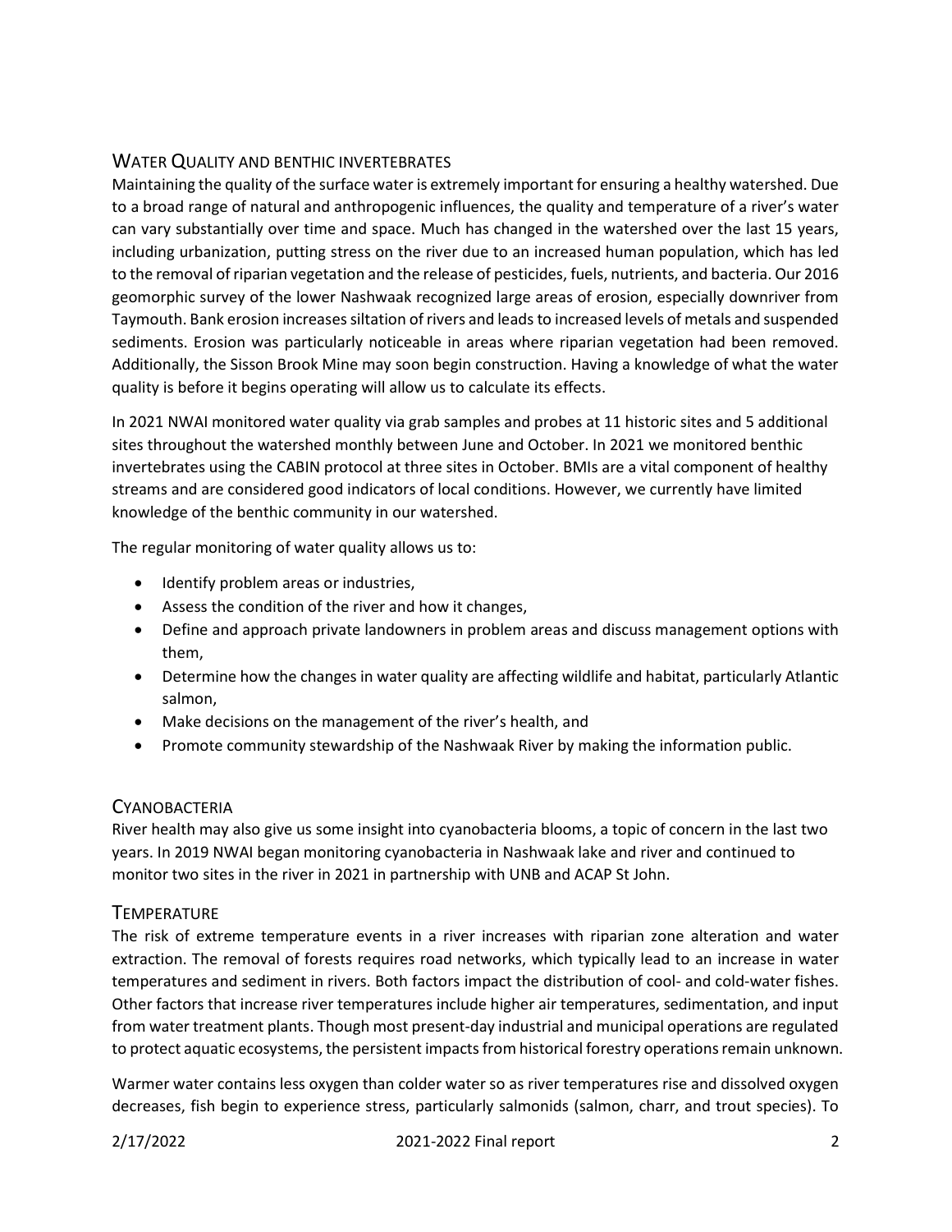## Water Quality and benthic invertebrates

Maintaining the quality of the surface water is extremely important for ensuring a healthy watershed. Due to a broad range of natural and anthropogenic influences, the quality and temperature of a river's water can vary substantially over time and space. Much has changed in the watershed over the last 15 years, including urbanization, putting stress on the river due to an increased human population, which has led to the removal of riparian vegetation and the release of pesticides, fuels, nutrients, and bacteria. Our 2016 geomorphic survey of the lower Nashwaak recognized large areas of erosion, especially downriver from Taymouth. Bank erosion increases siltation of rivers and leads to increased levels of metals and suspended sediments. Erosion was particularly noticeable in areas where riparian vegetation had been removed. Additionally, the Sisson Brook Mine may soon begin construction. Having a knowledge of what the water quality is before it begins operating will allow us to calculate its effects.

In 2021 NWAI monitored water quality via grab samples and probes at 11 historic sites and 5 additional sites throughout the watershed monthly between June and October. In 2021 we monitored benthic invertebrates using the CABIN protocol at three sites in October. BMIs are a vital component of healthy streams and are considered good indicators of local conditions. However, we currently have limited knowledge of the benthic community in our watershed.

The regular monitoring of water quality allows us to:

- Identify problem areas or industries,
- Assess the condition of the river and how it changes,
- Define and approach private landowners in problem areas and discuss management options with them,
- Determine how the changes in water quality are affecting wildlife and habitat, particularly Atlantic salmon,
- Make decisions on the management of the river's health, and
- Promote community stewardship of the Nashwaak River by making the information public.

## Cyanobacteria

River health may also give us some insight into cyanobacteria blooms, a topic of concern in the last two years. In 2019 NWAI began monitoring cyanobacteria in Nashwaak lake and river and continued to monitor two sites in the river in 2021 in partnership with UNB and ACAP St John.

## Temperature

The risk of extreme temperature events in a river increases with riparian zone alteration and water extraction. The removal of forests requires road networks, which typically lead to an increase in water temperatures and sediment in rivers. Both factors impact the distribution of cool- and cold-water fishes. Other factors that increase river temperatures include higher air temperatures, sedimentation, and input from water treatment plants. Though most present-day industrial and municipal operations are regulated to protect aquatic ecosystems, the persistent impacts from historical forestry operations remain unknown.

Warmer water contains less oxygen than colder water so as river temperatures rise and dissolved oxygen decreases, fish begin to experience stress, particularly salmonids (salmon, charr, and trout species). To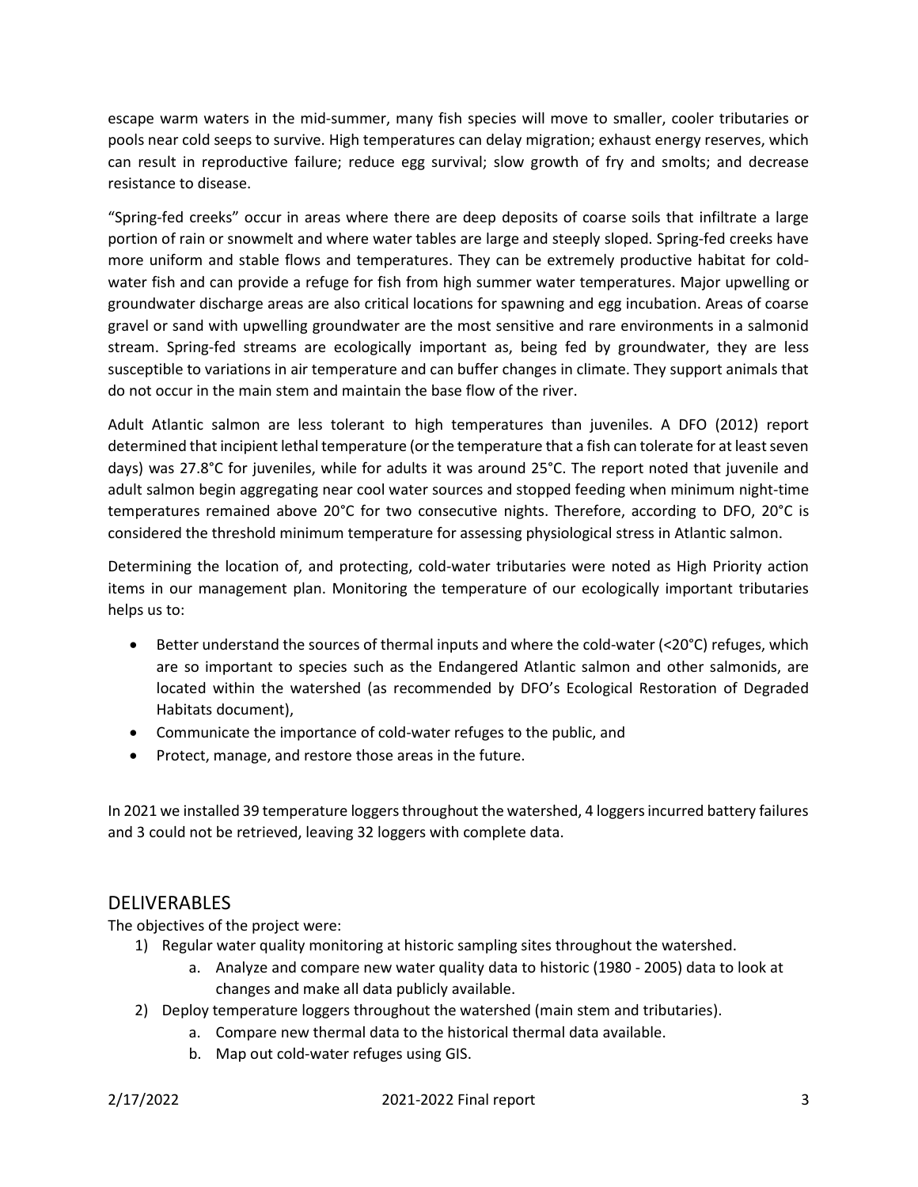escape warm waters in the mid-summer, many fish species will move to smaller, cooler tributaries or pools near cold seeps to survive. High temperatures can delay migration; exhaust energy reserves, which can result in reproductive failure; reduce egg survival; slow growth of fry and smolts; and decrease resistance to disease.

"Spring-fed creeks" occur in areas where there are deep deposits of coarse soils that infiltrate a large portion of rain or snowmelt and where water tables are large and steeply sloped. Spring-fed creeks have more uniform and stable flows and temperatures. They can be extremely productive habitat for cold-water fish and can provide a refuge for fish from high summer water temperatures. Major upwelling or groundwater discharge areas are also critical locations for spawning and egg incubation. Areas of coarse gravel or sand with upwelling groundwater are the most sensitive and rare environments in a salmonid stream. Spring-fed streams are ecologically important as, being fed by groundwater, they are less susceptible to variations in air temperature and can buffer changes in climate. They support animals that do not occur in the main stem and maintain the base flow of the river.

Adult Atlantic salmon are less tolerant to high temperatures than juveniles. A DFO (2012) report determined that incipient lethal temperature (or the temperature that a fish can tolerate for at least seven days) was 27.8°C for juveniles, while for adults it was around 25°C. The report noted that juvenile and adult salmon begin aggregating near cool water sources and stopped feeding when minimum night-time temperatures remained above 20°C for two consecutive nights. Therefore, according to DFO, 20°C is considered the threshold minimum temperature for assessing physiological stress in Atlantic salmon.

Determining the location of, and protecting, cold-water tributaries were noted as High Priority action items in our management plan. Monitoring the temperature of our ecologically important tributaries helps us to:

- Better understand the sources of thermal inputs and where the cold-water (<20°C) refuges, which are so important to species such as the Endangered Atlantic salmon and other salmonids, are located within the watershed (as recommended by DFO's Ecological Restoration of Degraded Habitats document),
- Communicate the importance of cold-water refuges to the public, and
- Protect, manage, and restore those areas in the future.

In 2021 we installed 39 temperature loggers throughout the watershed, 4 loggers incurred battery failures and 3 could not be retrieved, leaving 32 loggers with complete data.

## DELIVERABLES

The objectives of the project were:

1) Regular water quality monitoring at historic sampling sites throughout the watershed.
    a. Analyze and compare new water quality data to historic (1980 - 2005) data to look at changes and make all data publicly available.
2) Deploy temperature loggers throughout the watershed (main stem and tributaries).
    a. Compare new thermal data to the historical thermal data available.
    b. Map out cold-water refuges using GIS.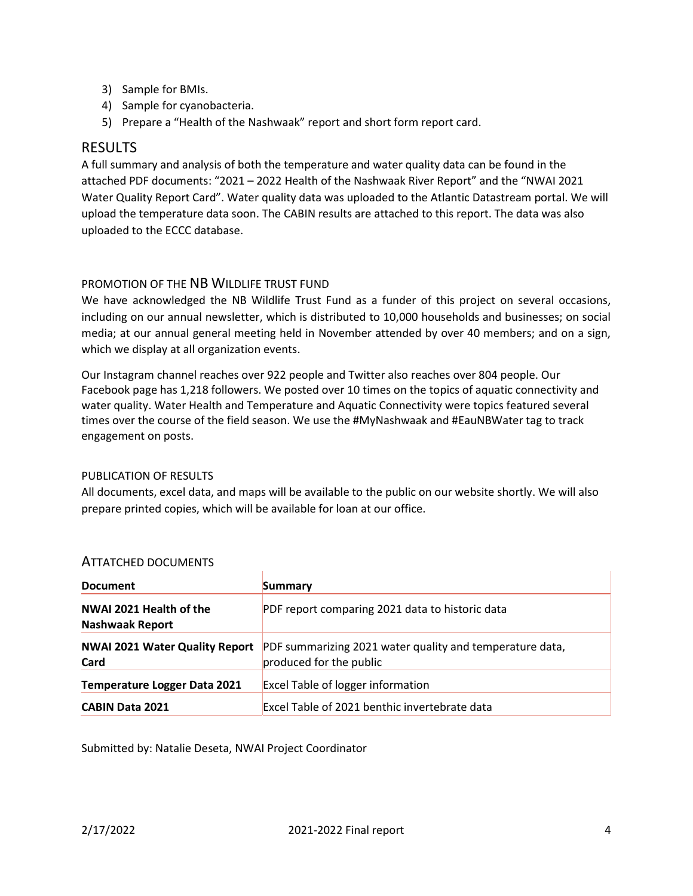3) Sample for BMIs.
4) Sample for cyanobacteria.
5) Prepare a "Health of the Nashwaak" report and short form report card.

## RESULTS

A full summary and analysis of both the temperature and water quality data can be found in the attached PDF documents: "2021 – 2022 Health of the Nashwaak River Report" and the "NWAI 2021 Water Quality Report Card". Water quality data was uploaded to the Atlantic Datastream portal. We will upload the temperature data soon. The CABIN results are attached to this report. The data was also uploaded to the ECCC database.

### PROMOTION OF THE NB WILDLIFE TRUST FUND

We have acknowledged the NB Wildlife Trust Fund as a funder of this project on several occasions, including on our annual newsletter, which is distributed to 10,000 households and businesses; on social media; at our annual general meeting held in November attended by over 40 members; and on a sign, which we display at all organization events.

Our Instagram channel reaches over 922 people and Twitter also reaches over 804 people. Our Facebook page has 1,218 followers. We posted over 10 times on the topics of aquatic connectivity and water quality. Water Health and Temperature and Aquatic Connectivity were topics featured several times over the course of the field season. We use the #MyNashwaak and #EauNBWater tag to track engagement on posts.

### PUBLICATION OF RESULTS

All documents, excel data, and maps will be available to the public on our website shortly. We will also prepare printed copies, which will be available for loan at our office.

## ATTATCHED DOCUMENTS

| Document | Summary |
|---|---|
| **NWAI 2021 Health of the Nashwaak Report** | PDF report comparing 2021 data to historic data |
| **NWAI 2021 Water Quality Report Card** | PDF summarizing 2021 water quality and temperature data, produced for the public |
| **Temperature Logger Data 2021** | Excel Table of logger information |
| **CABIN Data 2021** | Excel Table of 2021 benthic invertebrate data |

Submitted by: Natalie Deseta, NWAI Project Coordinator